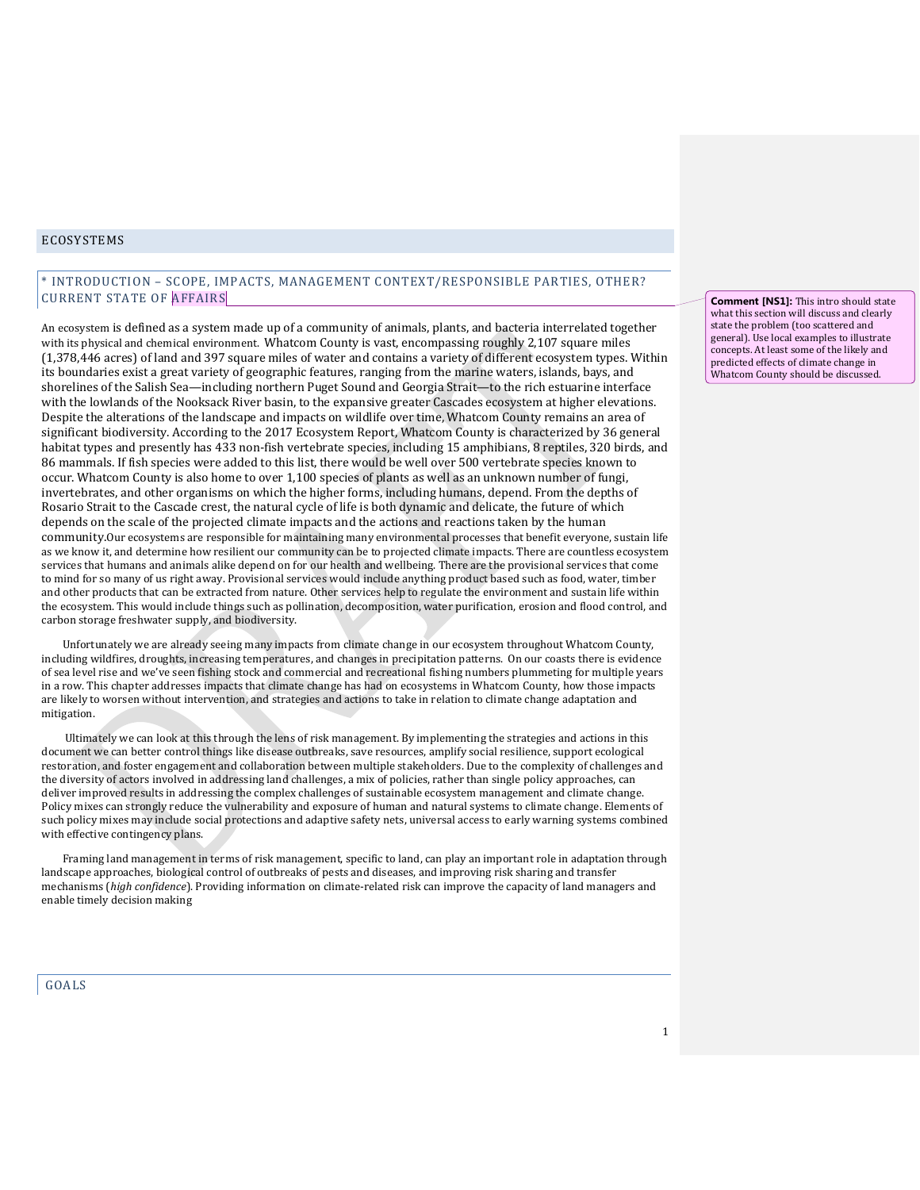# ECOSYSTEMS

## * INTRODUCTION – SCOPE, IMPACTS, MANAGEMENT CONTEXT/RESPONSIBLE PARTIES, OTHER? CURRENT STATE OF AFFAIRS

**Comment [NS1]:** This intro should state what this section will discuss and clearly state the problem (too scattered and general). Use local examples to illustrate concepts. At least some of the likely and predicted effects of climate change in Whatcom County should be discussed.

An ecosystem is defined as a system made up of a community of animals, plants, and bacteria interrelated together with its physical and chemical environment. Whatcom County is vast, encompassing roughly 2,107 square miles (1,378,446 acres) of land and 397 square miles of water and contains a variety of different ecosystem types. Within its boundaries exist a great variety of geographic features, ranging from the marine waters, islands, bays, and shorelines of the Salish Sea—including northern Puget Sound and Georgia Strait—to the rich estuarine interface with the lowlands of the Nooksack River basin, to the expansive greater Cascades ecosystem at higher elevations. Despite the alterations of the landscape and impacts on wildlife over time, Whatcom County remains an area of significant biodiversity. According to the 2017 Ecosystem Report, Whatcom County is characterized by 36 general habitat types and presently has 433 non-fish vertebrate species, including 15 amphibians, 8 reptiles, 320 birds, and 86 mammals. If fish species were added to this list, there would be well over 500 vertebrate species known to occur. Whatcom County is also home to over 1,100 species of plants as well as an unknown number of fungi, invertebrates, and other organisms on which the higher forms, including humans, depend. From the depths of Rosario Strait to the Cascade crest, the natural cycle of life is both dynamic and delicate, the future of which depends on the scale of the projected climate impacts and the actions and reactions taken by the human community.Our ecosystems are responsible for maintaining many environmental processes that benefit everyone, sustain life as we know it, and determine how resilient our community can be to projected climate impacts. There are countless ecosystem services that humans and animals alike depend on for our health and wellbeing. There are the provisional services that come to mind for so many of us right away. Provisional services would include anything product based such as food, water, timber and other products that can be extracted from nature. Other services help to regulate the environment and sustain life within the ecosystem. This would include things such as pollination, decomposition, water purification, erosion and flood control, and carbon storage freshwater supply, and biodiversity.

Unfortunately we are already seeing many impacts from climate change in our ecosystem throughout Whatcom County, including wildfires, droughts, increasing temperatures, and changes in precipitation patterns. On our coasts there is evidence of sea level rise and we've seen fishing stock and commercial and recreational fishing numbers plummeting for multiple years in a row. This chapter addresses impacts that climate change has had on ecosystems in Whatcom County, how those impacts are likely to worsen without intervention, and strategies and actions to take in relation to climate change adaptation and mitigation.

Ultimately we can look at this through the lens of risk management. By implementing the strategies and actions in this document we can better control things like disease outbreaks, save resources, amplify social resilience, support ecological restoration, and foster engagement and collaboration between multiple stakeholders. Due to the complexity of challenges and the diversity of actors involved in addressing land challenges, a mix of policies, rather than single policy approaches, can deliver improved results in addressing the complex challenges of sustainable ecosystem management and climate change. Policy mixes can strongly reduce the vulnerability and exposure of human and natural systems to climate change. Elements of such policy mixes may include social protections and adaptive safety nets, universal access to early warning systems combined with effective contingency plans.

Framing land management in terms of risk management, specific to land, can play an important role in adaptation through landscape approaches, biological control of outbreaks of pests and diseases, and improving risk sharing and transfer mechanisms (*high confidence*). Providing information on climate-related risk can improve the capacity of land managers and enable timely decision making

## GOALS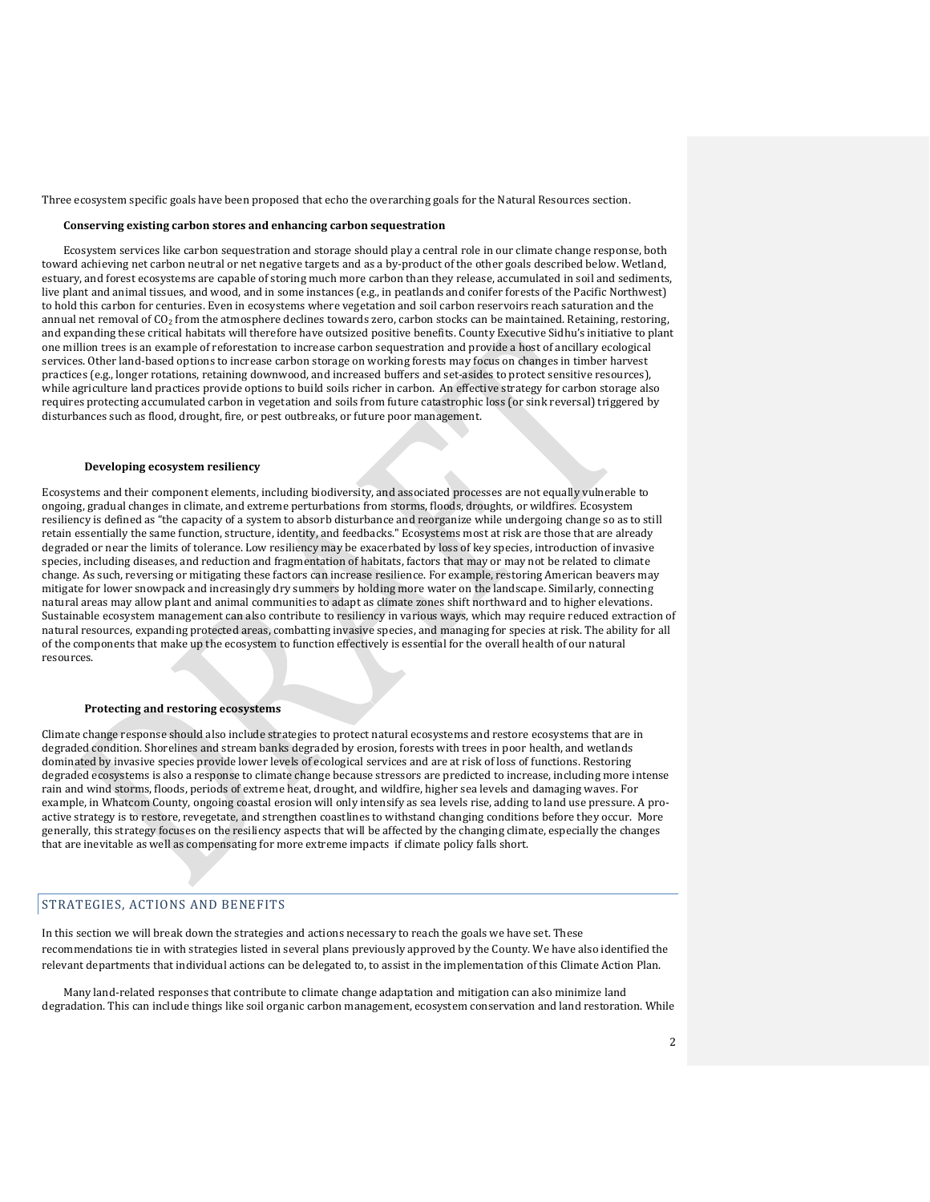Three ecosystem specific goals have been proposed that echo the overarching goals for the Natural Resources section.

### Conserving existing carbon stores and enhancing carbon sequestration

Ecosystem services like carbon sequestration and storage should play a central role in our climate change response, both toward achieving net carbon neutral or net negative targets and as a by-product of the other goals described below. Wetland, estuary, and forest ecosystems are capable of storing much more carbon than they release, accumulated in soil and sediments, live plant and animal tissues, and wood, and in some instances (e.g., in peatlands and conifer forests of the Pacific Northwest) to hold this carbon for centuries. Even in ecosystems where vegetation and soil carbon reservoirs reach saturation and the annual net removal of $CO_2$ from the atmosphere declines towards zero, carbon stocks can be maintained. Retaining, restoring, and expanding these critical habitats will therefore have outsized positive benefits. County Executive Sidhu's initiative to plant one million trees is an example of reforestation to increase carbon sequestration and provide a host of ancillary ecological services. Other land-based options to increase carbon storage on working forests may focus on changes in timber harvest practices (e.g., longer rotations, retaining downwood, and increased buffers and set-asides to protect sensitive resources), while agriculture land practices provide options to build soils richer in carbon. An effective strategy for carbon storage also requires protecting accumulated carbon in vegetation and soils from future catastrophic loss (or sink reversal) triggered by disturbances such as flood, drought, fire, or pest outbreaks, or future poor management.

### Developing ecosystem resiliency

Ecosystems and their component elements, including biodiversity, and associated processes are not equally vulnerable to ongoing, gradual changes in climate, and extreme perturbations from storms, floods, droughts, or wildfires. Ecosystem resiliency is defined as "the capacity of a system to absorb disturbance and reorganize while undergoing change so as to still retain essentially the same function, structure, identity, and feedbacks." Ecosystems most at risk are those that are already degraded or near the limits of tolerance. Low resiliency may be exacerbated by loss of key species, introduction of invasive species, including diseases, and reduction and fragmentation of habitats, factors that may or may not be related to climate change. As such, reversing or mitigating these factors can increase resilience. For example, restoring American beavers may mitigate for lower snowpack and increasingly dry summers by holding more water on the landscape. Similarly, connecting natural areas may allow plant and animal communities to adapt as climate zones shift northward and to higher elevations. Sustainable ecosystem management can also contribute to resiliency in various ways, which may require reduced extraction of natural resources, expanding protected areas, combatting invasive species, and managing for species at risk. The ability for all of the components that make up the ecosystem to function effectively is essential for the overall health of our natural resources.

### Protecting and restoring ecosystems

Climate change response should also include strategies to protect natural ecosystems and restore ecosystems that are in degraded condition. Shorelines and stream banks degraded by erosion, forests with trees in poor health, and wetlands dominated by invasive species provide lower levels of ecological services and are at risk of loss of functions. Restoring degraded ecosystems is also a response to climate change because stressors are predicted to increase, including more intense rain and wind storms, floods, periods of extreme heat, drought, and wildfire, higher sea levels and damaging waves. For example, in Whatcom County, ongoing coastal erosion will only intensify as sea levels rise, adding to land use pressure. A pro-active strategy is to restore, revegetate, and strengthen coastlines to withstand changing conditions before they occur. More generally, this strategy focuses on the resiliency aspects that will be affected by the changing climate, especially the changes that are inevitable as well as compensating for more extreme impacts if climate policy falls short.

## STRATEGIES, ACTIONS AND BENEFITS

In this section we will break down the strategies and actions necessary to reach the goals we have set. These recommendations tie in with strategies listed in several plans previously approved by the County. We have also identified the relevant departments that individual actions can be delegated to, to assist in the implementation of this Climate Action Plan.

Many land-related responses that contribute to climate change adaptation and mitigation can also minimize land degradation. This can include things like soil organic carbon management, ecosystem conservation and land restoration. While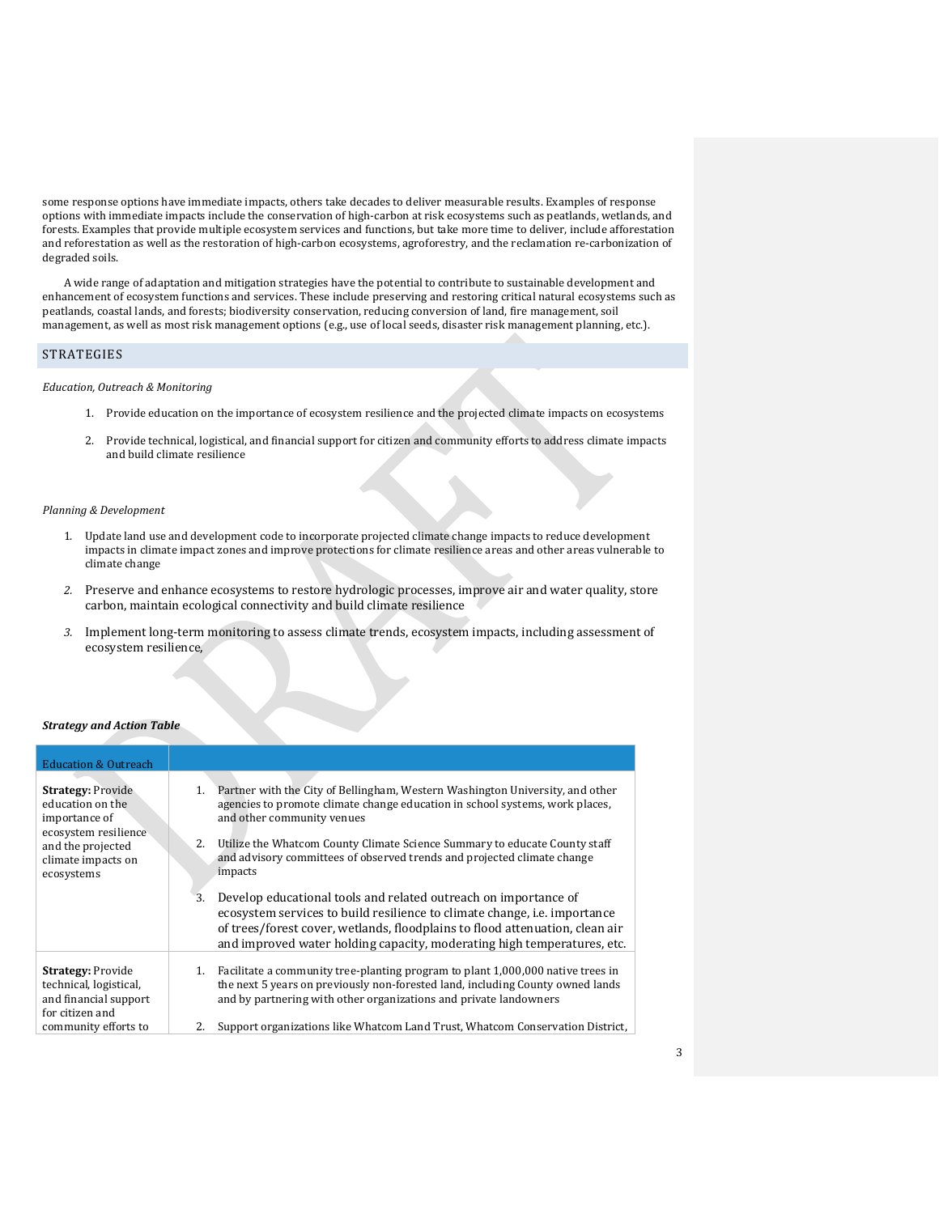some response options have immediate impacts, others take decades to deliver measurable results. Examples of response options with immediate impacts include the conservation of high-carbon at risk ecosystems such as peatlands, wetlands, and forests. Examples that provide multiple ecosystem services and functions, but take more time to deliver, include afforestation and reforestation as well as the restoration of high-carbon ecosystems, agroforestry, and the reclamation re-carbonization of degraded soils.

A wide range of adaptation and mitigation strategies have the potential to contribute to sustainable development and enhancement of ecosystem functions and services. These include preserving and restoring critical natural ecosystems such as peatlands, coastal lands, and forests; biodiversity conservation, reducing conversion of land, fire management, soil management, as well as most risk management options (e.g., use of local seeds, disaster risk management planning, etc.).

## STRATEGIES

*Education, Outreach & Monitoring*

1. Provide education on the importance of ecosystem resilience and the projected climate impacts on ecosystems

2. Provide technical, logistical, and financial support for citizen and community efforts to address climate impacts and build climate resilience

*Planning & Development*

1. Update land use and development code to incorporate projected climate change impacts to reduce development impacts in climate impact zones and improve protections for climate resilience areas and other areas vulnerable to climate change

2. Preserve and enhance ecosystems to restore hydrologic processes, improve air and water quality, store carbon, maintain ecological connectivity and build climate resilience

3. Implement long-term monitoring to assess climate trends, ecosystem impacts, including assessment of ecosystem resilience,

***Strategy and Action Table***

| Education & Outreach | |
|---|---|
| **Strategy:** Provide education on the importance of ecosystem resilience and the projected climate impacts on ecosystems | 1. Partner with the City of Bellingham, Western Washington University, and other agencies to promote climate change education in school systems, work places, and other community venues<br>2. Utilize the Whatcom County Climate Science Summary to educate County staff and advisory committees of observed trends and projected climate change impacts<br>3. Develop educational tools and related outreach on importance of ecosystem services to build resilience to climate change, i.e. importance of trees/forest cover, wetlands, floodplains to flood attenuation, clean air and improved water holding capacity, moderating high temperatures, etc. |
| **Strategy:** Provide technical, logistical, and financial support for citizen and community efforts to | 1. Facilitate a community tree-planting program to plant 1,000,000 native trees in the next 5 years on previously non-forested land, including County owned lands and by partnering with other organizations and private landowners<br>2. Support organizations like Whatcom Land Trust, Whatcom Conservation District, |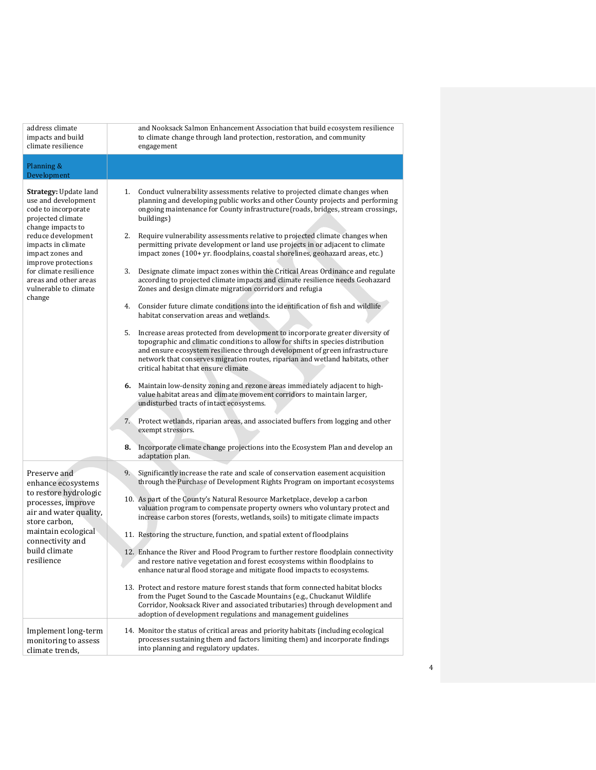| | |
|---|---|
| address climate impacts and build climate resilience | and Nooksack Salmon Enhancement Association that build ecosystem resilience to climate change through land protection, restoration, and community engagement |
| Planning & Development | |
| **Strategy:** Update land use and development code to incorporate projected climate change impacts to reduce development impacts in climate impact zones and improve protections for climate resilience areas and other areas vulnerable to climate change | 1. Conduct vulnerability assessments relative to projected climate changes when planning and developing public works and other County projects and performing ongoing maintenance for County infrastructure(roads, bridges, stream crossings, buildings)<br><br>2. Require vulnerability assessments relative to projected climate changes when permitting private development or land use projects in or adjacent to climate impact zones (100+ yr. floodplains, coastal shorelines, geohazard areas, etc.)<br><br>3. Designate climate impact zones within the Critical Areas Ordinance and regulate according to projected climate impacts and climate resilience needs Geohazard Zones and design climate migration corridors and refugia<br><br>4. Consider future climate conditions into the identification of fish and wildlife habitat conservation areas and wetlands.<br><br>5. Increase areas protected from development to incorporate greater diversity of topographic and climatic conditions to allow for shifts in species distribution and ensure ecosystem resilience through development of green infrastructure network that conserves migration routes, riparian and wetland habitats, other critical habitat that ensure climate<br><br>**6.** Maintain low-density zoning and rezone areas immediately adjacent to high-value habitat areas and climate movement corridors to maintain larger, undisturbed tracts of intact ecosystems.<br><br>7. Protect wetlands, riparian areas, and associated buffers from logging and other exempt stressors.<br><br>**8.** Incorporate climate change projections into the Ecosystem Plan and develop an adaptation plan. |
| Preserve and enhance ecosystems to restore hydrologic processes, improve air and water quality, store carbon, maintain ecological connectivity and build climate resilience | 9. Significantly increase the rate and scale of conservation easement acquisition through the Purchase of Development Rights Program on important ecosystems<br><br>10. As part of the County's Natural Resource Marketplace, develop a carbon valuation program to compensate property owners who voluntary protect and increase carbon stores (forests, wetlands, soils) to mitigate climate impacts<br><br>11. Restoring the structure, function, and spatial extent of floodplains<br><br>12. Enhance the River and Flood Program to further restore floodplain connectivity and restore native vegetation and forest ecosystems within floodplains to enhance natural flood storage and mitigate flood impacts to ecosystems.<br><br>13. Protect and restore mature forest stands that form connected habitat blocks from the Puget Sound to the Cascade Mountains (e.g., Chuckanut Wildlife Corridor, Nooksack River and associated tributaries) through development and adoption of development regulations and management guidelines |
| Implement long-term monitoring to assess climate trends, | 14. Monitor the status of critical areas and priority habitats (including ecological processes sustaining them and factors limiting them) and incorporate findings into planning and regulatory updates. |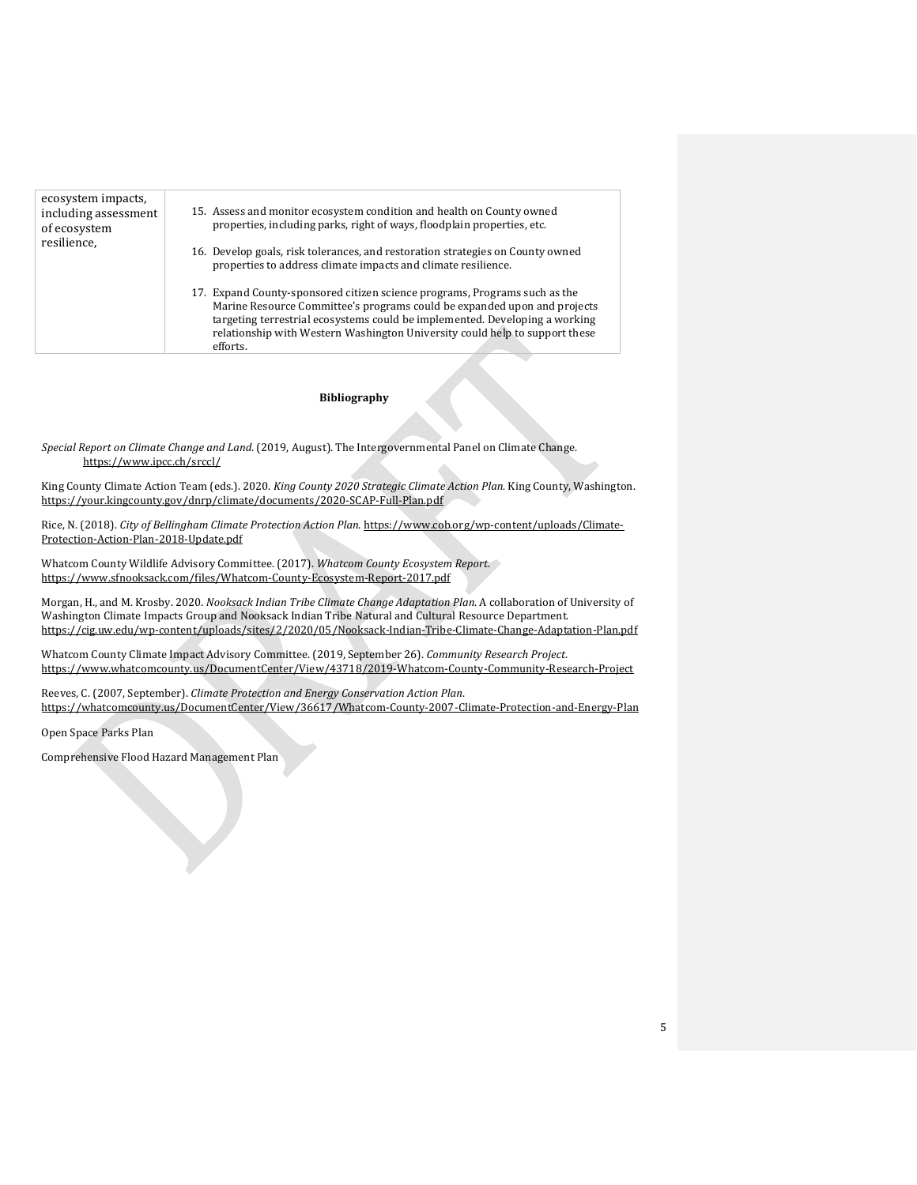| | |
|---|---|
| ecosystem impacts, including assessment of ecosystem resilience, | 15. Assess and monitor ecosystem condition and health on County owned properties, including parks, right of ways, floodplain properties, etc.<br><br>16. Develop goals, risk tolerances, and restoration strategies on County owned properties to address climate impacts and climate resilience.<br><br>17. Expand County-sponsored citizen science programs, Programs such as the Marine Resource Committee's programs could be expanded upon and projects targeting terrestrial ecosystems could be implemented. Developing a working relationship with Western Washington University could help to support these efforts. |

**Bibliography**

*Special Report on Climate Change and Land*. (2019, August). The Intergovernmental Panel on Climate Change. https://www.ipcc.ch/srccl/

King County Climate Action Team (eds.). 2020. *King County 2020 Strategic Climate Action Plan*. King County, Washington. https://your.kingcounty.gov/dnrp/climate/documents/2020-SCAP-Full-Plan.pdf

Rice, N. (2018). *City of Bellingham Climate Protection Action Plan*. https://www.cob.org/wp-content/uploads/Climate-Protection-Action-Plan-2018-Update.pdf

Whatcom County Wildlife Advisory Committee. (2017). *Whatcom County Ecosystem Report*. https://www.sfnooksack.com/files/Whatcom-County-Ecosystem-Report-2017.pdf

Morgan, H., and M. Krosby. 2020. *Nooksack Indian Tribe Climate Change Adaptation Plan*. A collaboration of University of Washington Climate Impacts Group and Nooksack Indian Tribe Natural and Cultural Resource Department. https://cig.uw.edu/wp-content/uploads/sites/2/2020/05/Nooksack-Indian-Tribe-Climate-Change-Adaptation-Plan.pdf

Whatcom County Climate Impact Advisory Committee. (2019, September 26). *Community Research Project*. https://www.whatcomcounty.us/DocumentCenter/View/43718/2019-Whatcom-County-Community-Research-Project

Reeves, C. (2007, September). *Climate Protection and Energy Conservation Action Plan*. https://whatcomcounty.us/DocumentCenter/View/36617/Whatcom-County-2007-Climate-Protection-and-Energy-Plan

Open Space Parks Plan

Comprehensive Flood Hazard Management Plan